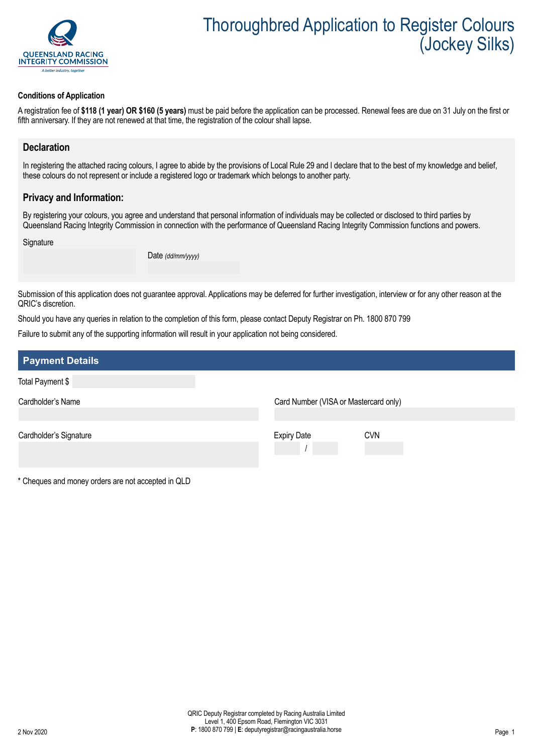QUEENSLAND RACING INTEGRITY COMMISSION

*A better industry, together*

# Thoroughbred Application to Register Colours (Jockey Silks)

**Conditions of Application**

A registration fee of **$118 (1 year) OR $160 (5 years)** must be paid before the application can be processed. Renewal fees are due on 31 July on the first or fifth anniversary. If they are not renewed at that time, the registration of the colour shall lapse.

## Declaration

In registering the attached racing colours, I agree to abide by the provisions of Local Rule 29 and I declare that to the best of my knowledge and belief, these colours do not represent or include a registered logo or trademark which belongs to another party.

## Privacy and Information:

By registering your colours, you agree and understand that personal information of individuals may be collected or disclosed to third parties by Queensland Racing Integrity Commission in connection with the performance of Queensland Racing Integrity Commission functions and powers.

Signature

Date *(dd/mm/yyyy)*

Submission of this application does not guarantee approval. Applications may be deferred for further investigation, interview or for any other reason at the QRIC's discretion.

Should you have any queries in relation to the completion of this form, please contact Deputy Registrar on Ph. 1800 870 799

Failure to submit any of the supporting information will result in your application not being considered.

## Payment Details

Total Payment $

Cardholder's Name

Card Number (VISA or Mastercard only)

Cardholder's Signature

Expiry Date /

CVN

\* Cheques and money orders are not accepted in QLD

QRIC Deputy Registrar completed by Racing Australia Limited
Level 1, 400 Epsom Road, Flemington VIC 3031
**P**: 1800 870 799 | **E**: deputyregistrar@racingaustralia.horse

2 Nov 2020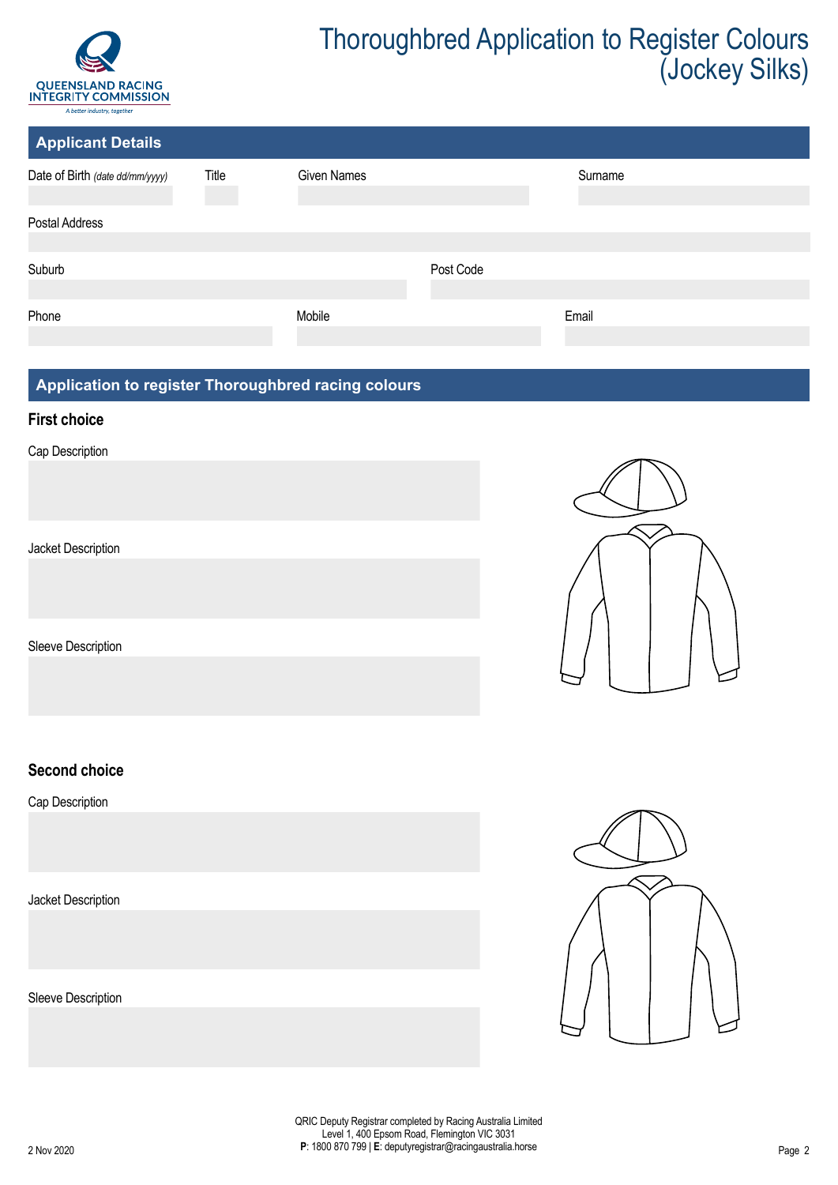# Thoroughbred Application to Register Colours (Jockey Silks)

## Applicant Details

Date of Birth *(date dd/mm/yyyy)*

Title

Given Names

Surname

Postal Address

Suburb

Post Code

Phone

Mobile

Email

## Application to register Thoroughbred racing colours

### First choice

Cap Description

Jacket Description

Sleeve Description

### Second choice

Cap Description

Jacket Description

Sleeve Description

QRIC Deputy Registrar completed by Racing Australia Limited
Level 1, 400 Epsom Road, Flemington VIC 3031
**P**: 1800 870 799 | **E**: deputyregistrar@racingaustralia.horse

2 Nov 2020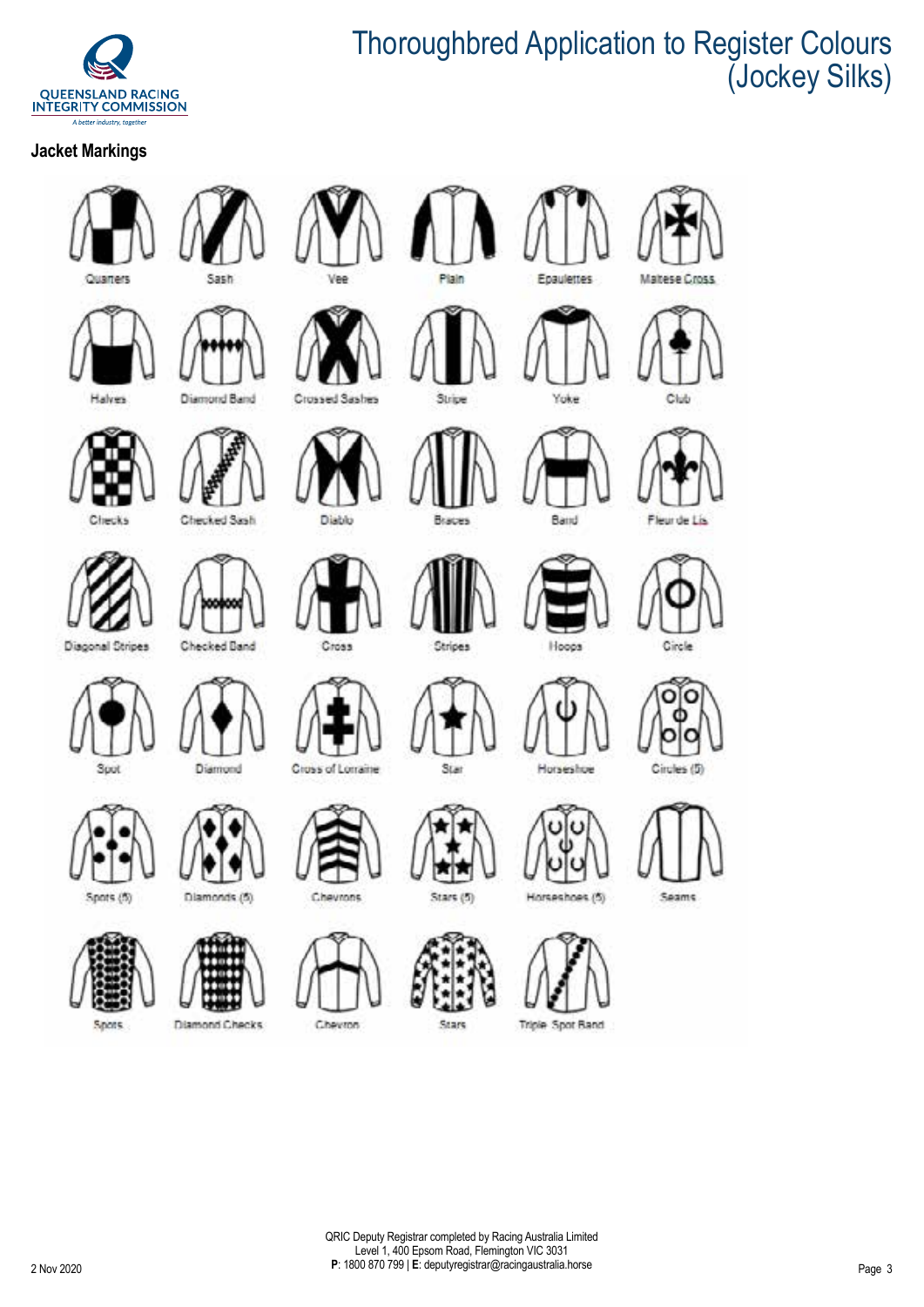# Thoroughbred Application to Register Colours (Jockey Silks)

## Jacket Markings

| | | | | | |
|---|---|---|---|---|---|
| Quarters | Sash | Vee | Plain | Epaulettes | Maltese Cross |
| Halves | Diamond Band | Crossed Sashes | Stripe | Yoke | Club |
| Checks | Checked Sash | Diablo | Braces | Band | Fleur de Lis |
| Diagonal Stripes | Checked Band | Cross | Stripes | Hoops | Circle |
| Spot | Diamond | Cross of Lorraine | Star | Horseshoe | Circles (5) |
| Spots (5) | Diamonds (5) | Chevrons | Stars (5) | Horseshoes (5) | Seams |
| Spots | Diamond Checks | Chevron | Stars | Triple Spot Band | |

QRIC Deputy Registrar completed by Racing Australia Limited
Level 1, 400 Epsom Road, Flemington VIC 3031
**P**: 1800 870 799 | **E**: deputyregistrar@racingaustralia.horse

2 Nov 2020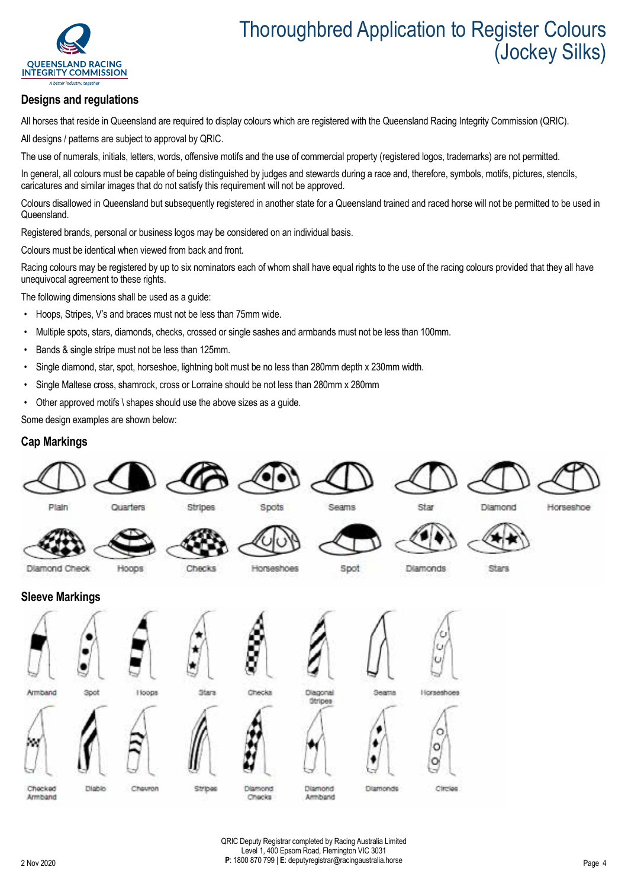# Thoroughbred Application to Register Colours (Jockey Silks)

## Designs and regulations

All horses that reside in Queensland are required to display colours which are registered with the Queensland Racing Integrity Commission (QRIC).

All designs / patterns are subject to approval by QRIC.

The use of numerals, initials, letters, words, offensive motifs and the use of commercial property (registered logos, trademarks) are not permitted.

In general, all colours must be capable of being distinguished by judges and stewards during a race and, therefore, symbols, motifs, pictures, stencils, caricatures and similar images that do not satisfy this requirement will not be approved.

Colours disallowed in Queensland but subsequently registered in another state for a Queensland trained and raced horse will not be permitted to be used in Queensland.

Registered brands, personal or business logos may be considered on an individual basis.

Colours must be identical when viewed from back and front.

Racing colours may be registered by up to six nominators each of whom shall have equal rights to the use of the racing colours provided that they all have unequivocal agreement to these rights.

The following dimensions shall be used as a guide:

- Hoops, Stripes, V's and braces must not be less than 75mm wide.
- Multiple spots, stars, diamonds, checks, crossed or single sashes and armbands must not be less than 100mm.
- Bands & single stripe must not be less than 125mm.
- Single diamond, star, spot, horseshoe, lightning bolt must be no less than 280mm depth x 230mm width.
- Single Maltese cross, shamrock, cross or Lorraine should be not less than 280mm x 280mm
- Other approved motifs \ shapes should use the above sizes as a guide.

Some design examples are shown below:

## Cap Markings

Plain
Quarters
Stripes
Spots
Seams
Star
Diamond
Horseshoe
Diamond Check
Hoops
Checks
Horseshoes
Spot
Diamonds
Stars

## Sleeve Markings

Armband
Spot
Hoops
Stars
Checks
Diagonal Stripes
Seams
Horseshoes
Checked Armband
Diablo
Chevron
Stripes
Diamond Checks
Diamond Armband
Diamonds
Circles

QRIC Deputy Registrar completed by Racing Australia Limited
Level 1, 400 Epsom Road, Flemington VIC 3031
**P**: 1800 870 799 | **E**: deputyregistrar@racingaustralia.horse

2 Nov 2020